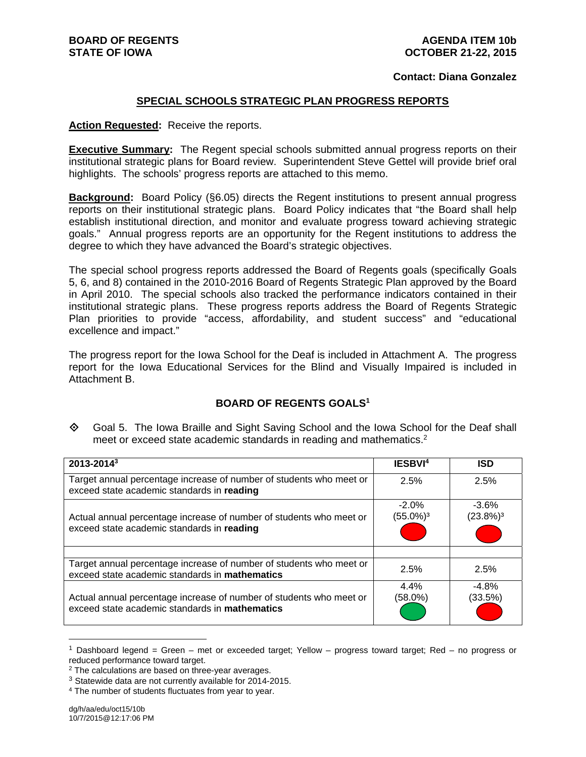**BOARD OF REGENTS**
**STATE OF IOWA**

**AGENDA ITEM 10b**
**OCTOBER 21-22, 2015**

**Contact: Diana Gonzalez**

## SPECIAL SCHOOLS STRATEGIC PLAN PROGRESS REPORTS

**Action Requested:** Receive the reports.

**Executive Summary:** The Regent special schools submitted annual progress reports on their institutional strategic plans for Board review. Superintendent Steve Gettel will provide brief oral highlights. The schools' progress reports are attached to this memo.

**Background:** Board Policy (§6.05) directs the Regent institutions to present annual progress reports on their institutional strategic plans. Board Policy indicates that "the Board shall help establish institutional direction, and monitor and evaluate progress toward achieving strategic goals." Annual progress reports are an opportunity for the Regent institutions to address the degree to which they have advanced the Board's strategic objectives.

The special school progress reports addressed the Board of Regents goals (specifically Goals 5, 6, and 8) contained in the 2010-2016 Board of Regents Strategic Plan approved by the Board in April 2010. The special schools also tracked the performance indicators contained in their institutional strategic plans. These progress reports address the Board of Regents Strategic Plan priorities to provide "access, affordability, and student success" and "educational excellence and impact."

The progress report for the Iowa School for the Deaf is included in Attachment A. The progress report for the Iowa Educational Services for the Blind and Visually Impaired is included in Attachment B.

### BOARD OF REGENTS GOALS[1]

◇ Goal 5. The Iowa Braille and Sight Saving School and the Iowa School for the Deaf shall meet or exceed state academic standards in reading and mathematics.[2]

| 2013-2014[3] | IESBVI[4] | ISD |
|---|---|---|
| Target annual percentage increase of number of students who meet or exceed state academic standards in **reading** | 2.5% | 2.5% |
| Actual annual percentage increase of number of students who meet or exceed state academic standards in **reading** | -2.0% (55.0%)[3] Red | -3.6% (23.8%)[3] Red |
| | | |
| Target annual percentage increase of number of students who meet or exceed state academic standards in **mathematics** | 2.5% | 2.5% |
| Actual annual percentage increase of number of students who meet or exceed state academic standards in **mathematics** | 4.4% (58.0%) Green | -4.8% (33.5%) Red |

[1] Dashboard legend = Green – met or exceeded target; Yellow – progress toward target; Red – no progress or reduced performance toward target.

[2] The calculations are based on three-year averages.

[3] Statewide data are not currently available for 2014-2015.

[4] The number of students fluctuates from year to year.

dg/h/aa/edu/oct15/10b
10/7/2015@12:17:06 PM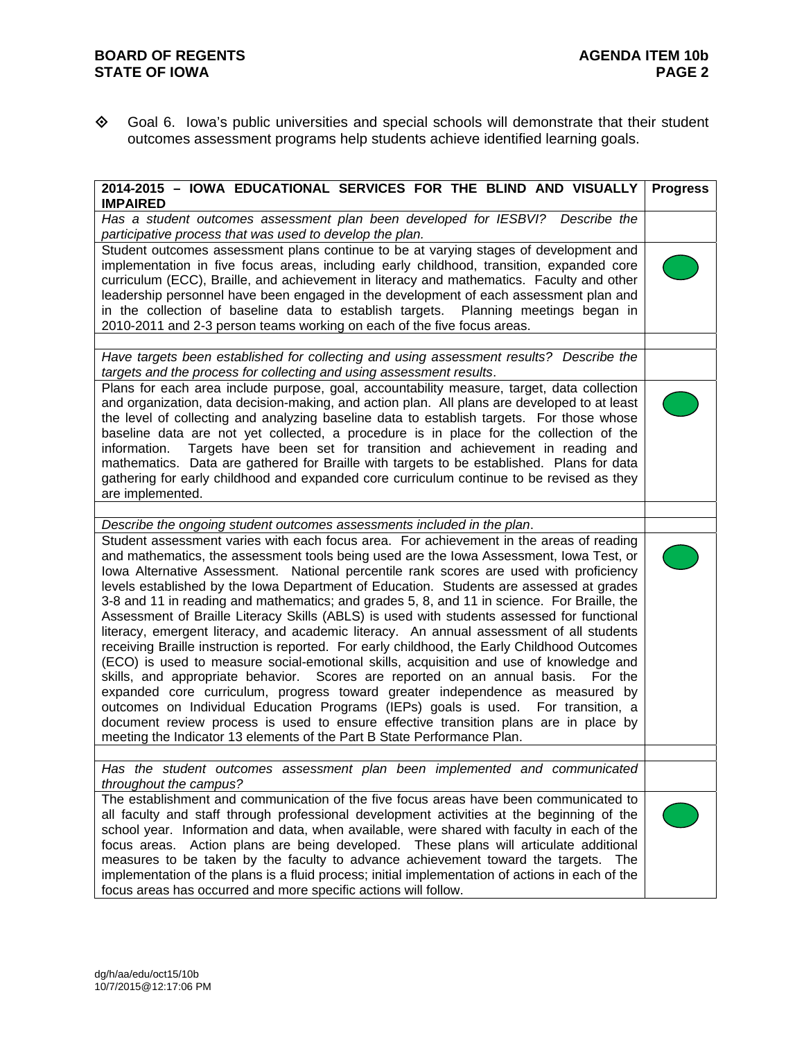- ◈ Goal 6. Iowa's public universities and special schools will demonstrate that their student outcomes assessment programs help students achieve identified learning goals.

| 2014-2015 – IOWA EDUCATIONAL SERVICES FOR THE BLIND AND VISUALLY IMPAIRED | Progress |
|---|---|
| *Has a student outcomes assessment plan been developed for IESBVI? Describe the participative process that was used to develop the plan.* | |
| Student outcomes assessment plans continue to be at varying stages of development and implementation in five focus areas, including early childhood, transition, expanded core curriculum (ECC), Braille, and achievement in literacy and mathematics. Faculty and other leadership personnel have been engaged in the development of each assessment plan and in the collection of baseline data to establish targets. Planning meetings began in 2010-2011 and 2-3 person teams working on each of the five focus areas. | Green |
| | |
| *Have targets been established for collecting and using assessment results? Describe the targets and the process for collecting and using assessment results.* | |
| Plans for each area include purpose, goal, accountability measure, target, data collection and organization, data decision-making, and action plan. All plans are developed to at least the level of collecting and analyzing baseline data to establish targets. For those whose baseline data are not yet collected, a procedure is in place for the collection of the information. Targets have been set for transition and achievement in reading and mathematics. Data are gathered for Braille with targets to be established. Plans for data gathering for early childhood and expanded core curriculum continue to be revised as they are implemented. | Green |
| | |
| *Describe the ongoing student outcomes assessments included in the plan.* | |
| Student assessment varies with each focus area. For achievement in the areas of reading and mathematics, the assessment tools being used are the Iowa Assessment, Iowa Test, or Iowa Alternative Assessment. National percentile rank scores are used with proficiency levels established by the Iowa Department of Education. Students are assessed at grades 3-8 and 11 in reading and mathematics; and grades 5, 8, and 11 in science. For Braille, the Assessment of Braille Literacy Skills (ABLS) is used with students assessed for functional literacy, emergent literacy, and academic literacy. An annual assessment of all students receiving Braille instruction is reported. For early childhood, the Early Childhood Outcomes (ECO) is used to measure social-emotional skills, acquisition and use of knowledge and skills, and appropriate behavior. Scores are reported on an annual basis. For the expanded core curriculum, progress toward greater independence as measured by outcomes on Individual Education Programs (IEPs) goals is used. For transition, a document review process is used to ensure effective transition plans are in place by meeting the Indicator 13 elements of the Part B State Performance Plan. | Green |
| | |
| *Has the student outcomes assessment plan been implemented and communicated throughout the campus?* | |
| The establishment and communication of the five focus areas have been communicated to all faculty and staff through professional development activities at the beginning of the school year. Information and data, when available, were shared with faculty in each of the focus areas. Action plans are being developed. These plans will articulate additional measures to be taken by the faculty to advance achievement toward the targets. The implementation of the plans is a fluid process; initial implementation of actions in each of the focus areas has occurred and more specific actions will follow. | Green |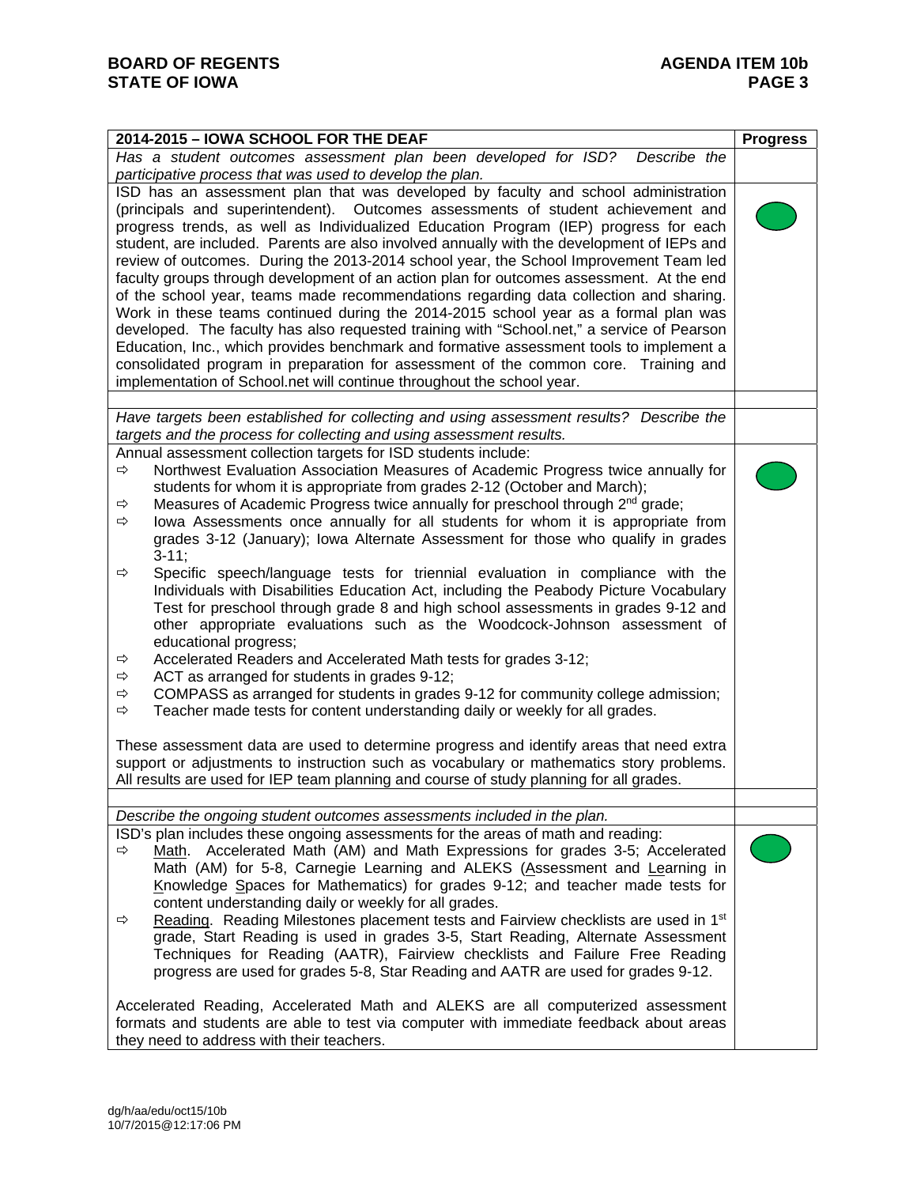| 2014-2015 – IOWA SCHOOL FOR THE DEAF | Progress |
|---|---|
| *Has a student outcomes assessment plan been developed for ISD? Describe the participative process that was used to develop the plan.* | |
| ISD has an assessment plan that was developed by faculty and school administration (principals and superintendent). Outcomes assessments of student achievement and progress trends, as well as Individualized Education Program (IEP) progress for each student, are included. Parents are also involved annually with the development of IEPs and review of outcomes. During the 2013-2014 school year, the School Improvement Team led faculty groups through development of an action plan for outcomes assessment. At the end of the school year, teams made recommendations regarding data collection and sharing. Work in these teams continued during the 2014-2015 school year as a formal plan was developed. The faculty has also requested training with "School.net," a service of Pearson Education, Inc., which provides benchmark and formative assessment tools to implement a consolidated program in preparation for assessment of the common core. Training and implementation of School.net will continue throughout the school year. | Green |
| | |
| *Have targets been established for collecting and using assessment results? Describe the targets and the process for collecting and using assessment results.* | |
| Annual assessment collection targets for ISD students include:<br>⇨ Northwest Evaluation Association Measures of Academic Progress twice annually for students for whom it is appropriate from grades 2-12 (October and March);<br>⇨ Measures of Academic Progress twice annually for preschool through 2nd grade;<br>⇨ Iowa Assessments once annually for all students for whom it is appropriate from grades 3-12 (January); Iowa Alternate Assessment for those who qualify in grades 3-11;<br>⇨ Specific speech/language tests for triennial evaluation in compliance with the Individuals with Disabilities Education Act, including the Peabody Picture Vocabulary Test for preschool through grade 8 and high school assessments in grades 9-12 and other appropriate evaluations such as the Woodcock-Johnson assessment of educational progress;<br>⇨ Accelerated Readers and Accelerated Math tests for grades 3-12;<br>⇨ ACT as arranged for students in grades 9-12;<br>⇨ COMPASS as arranged for students in grades 9-12 for community college admission;<br>⇨ Teacher made tests for content understanding daily or weekly for all grades.<br><br>These assessment data are used to determine progress and identify areas that need extra support or adjustments to instruction such as vocabulary or mathematics story problems. All results are used for IEP team planning and course of study planning for all grades. | Green |
| | |
| *Describe the ongoing student outcomes assessments included in the plan.* | |
| ISD's plan includes these ongoing assessments for the areas of math and reading:<br>⇨ Math. Accelerated Math (AM) and Math Expressions for grades 3-5; Accelerated Math (AM) for 5-8, Carnegie Learning and ALEKS (Assessment and Learning in Knowledge Spaces for Mathematics) for grades 9-12; and teacher made tests for content understanding daily or weekly for all grades.<br>⇨ Reading. Reading Milestones placement tests and Fairview checklists are used in 1st grade, Start Reading is used in grades 3-5, Start Reading, Alternate Assessment Techniques for Reading (AATR), Fairview checklists and Failure Free Reading progress are used for grades 5-8, Star Reading and AATR are used for grades 9-12.<br><br>Accelerated Reading, Accelerated Math and ALEKS are all computerized assessment formats and students are able to test via computer with immediate feedback about areas they need to address with their teachers. | Green |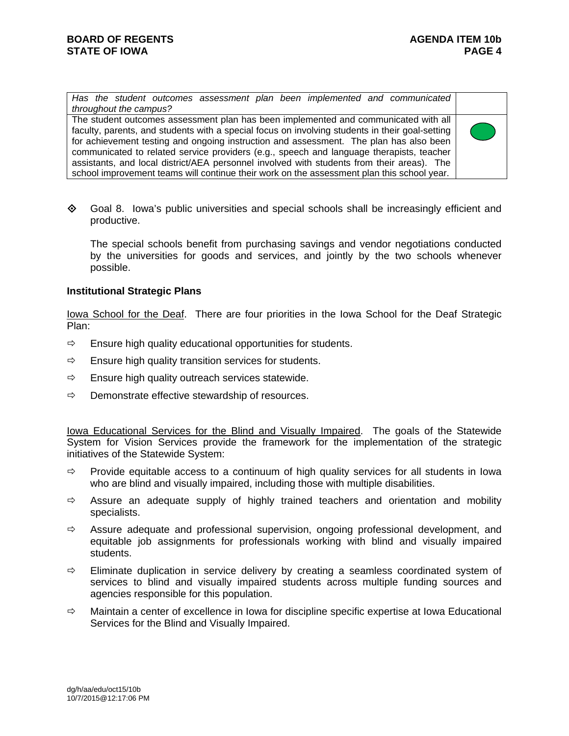| *Has the student outcomes assessment plan been implemented and communicated throughout the campus?* | |
|---|---|
| The student outcomes assessment plan has been implemented and communicated with all faculty, parents, and students with a special focus on involving students in their goal-setting for achievement testing and ongoing instruction and assessment. The plan has also been communicated to related service providers (e.g., speech and language therapists, teacher assistants, and local district/AEA personnel involved with students from their areas). The school improvement teams will continue their work on the assessment plan this school year. | 🟢 |

- Goal 8. Iowa's public universities and special schools shall be increasingly efficient and productive.

  The special schools benefit from purchasing savings and vendor negotiations conducted by the universities for goods and services, and jointly by the two schools whenever possible.

**Institutional Strategic Plans**

Iowa School for the Deaf. There are four priorities in the Iowa School for the Deaf Strategic Plan:

- Ensure high quality educational opportunities for students.
- Ensure high quality transition services for students.
- Ensure high quality outreach services statewide.
- Demonstrate effective stewardship of resources.

Iowa Educational Services for the Blind and Visually Impaired. The goals of the Statewide System for Vision Services provide the framework for the implementation of the strategic initiatives of the Statewide System:

- Provide equitable access to a continuum of high quality services for all students in Iowa who are blind and visually impaired, including those with multiple disabilities.
- Assure an adequate supply of highly trained teachers and orientation and mobility specialists.
- Assure adequate and professional supervision, ongoing professional development, and equitable job assignments for professionals working with blind and visually impaired students.
- Eliminate duplication in service delivery by creating a seamless coordinated system of services to blind and visually impaired students across multiple funding sources and agencies responsible for this population.
- Maintain a center of excellence in Iowa for discipline specific expertise at Iowa Educational Services for the Blind and Visually Impaired.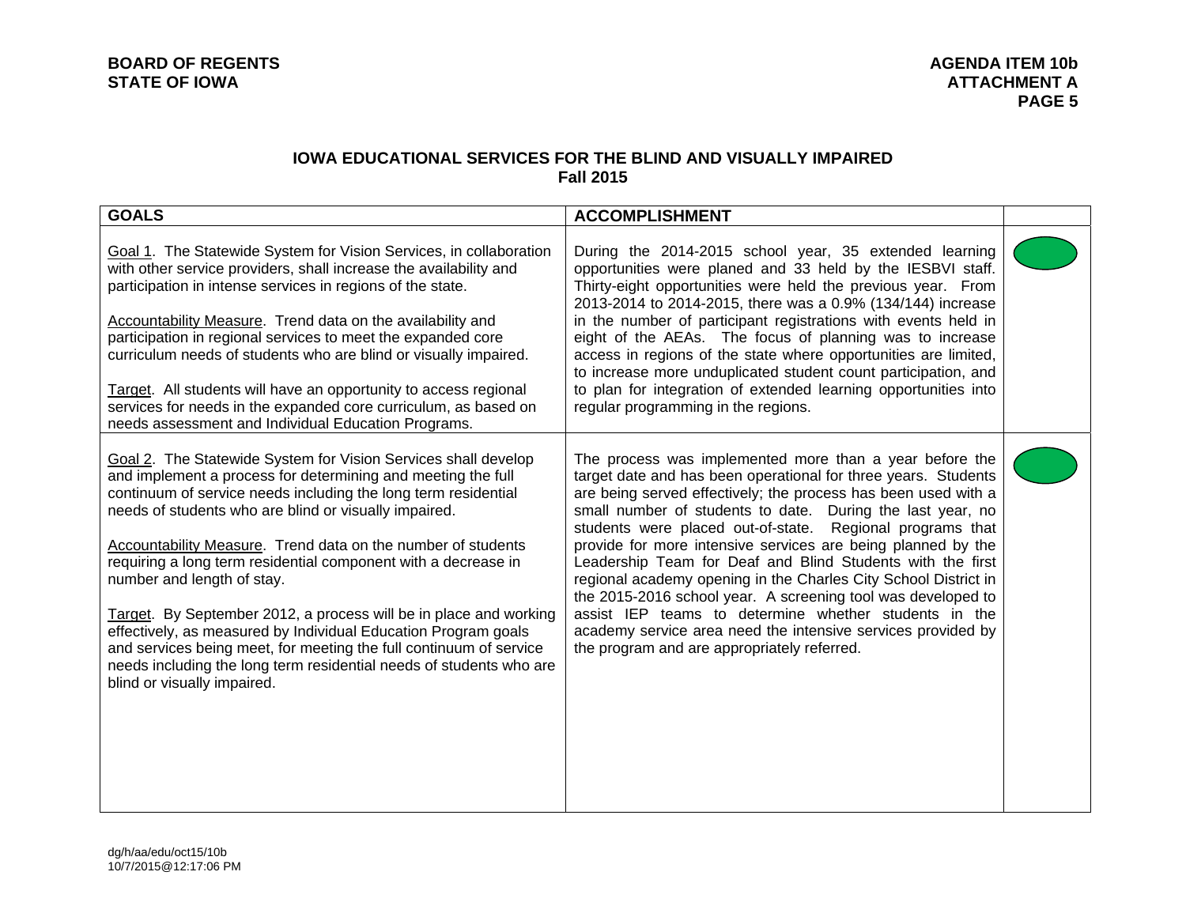## IOWA EDUCATIONAL SERVICES FOR THE BLIND AND VISUALLY IMPAIRED
## Fall 2015

| GOALS | ACCOMPLISHMENT | |
|---|---|---|
| Goal 1. The Statewide System for Vision Services, in collaboration with other service providers, shall increase the availability and participation in intense services in regions of the state.<br><br>Accountability Measure. Trend data on the availability and participation in regional services to meet the expanded core curriculum needs of students who are blind or visually impaired.<br><br>Target. All students will have an opportunity to access regional services for needs in the expanded core curriculum, as based on needs assessment and Individual Education Programs. | During the 2014-2015 school year, 35 extended learning opportunities were planed and 33 held by the IESBVI staff. Thirty-eight opportunities were held the previous year. From 2013-2014 to 2014-2015, there was a 0.9% (134/144) increase in the number of participant registrations with events held in eight of the AEAs. The focus of planning was to increase access in regions of the state where opportunities are limited, to increase more unduplicated student count participation, and to plan for integration of extended learning opportunities into regular programming in the regions. | |
| Goal 2. The Statewide System for Vision Services shall develop and implement a process for determining and meeting the full continuum of service needs including the long term residential needs of students who are blind or visually impaired.<br><br>Accountability Measure. Trend data on the number of students requiring a long term residential component with a decrease in number and length of stay.<br><br>Target. By September 2012, a process will be in place and working effectively, as measured by Individual Education Program goals and services being meet, for meeting the full continuum of service needs including the long term residential needs of students who are blind or visually impaired. | The process was implemented more than a year before the target date and has been operational for three years. Students are being served effectively; the process has been used with a small number of students to date. During the last year, no students were placed out-of-state. Regional programs that provide for more intensive services are being planned by the Leadership Team for Deaf and Blind Students with the first regional academy opening in the Charles City School District in the 2015-2016 school year. A screening tool was developed to assist IEP teams to determine whether students in the academy service area need the intensive services provided by the program and are appropriately referred. | |

dg/h/aa/edu/oct15/10b
10/7/2015@12:17:06 PM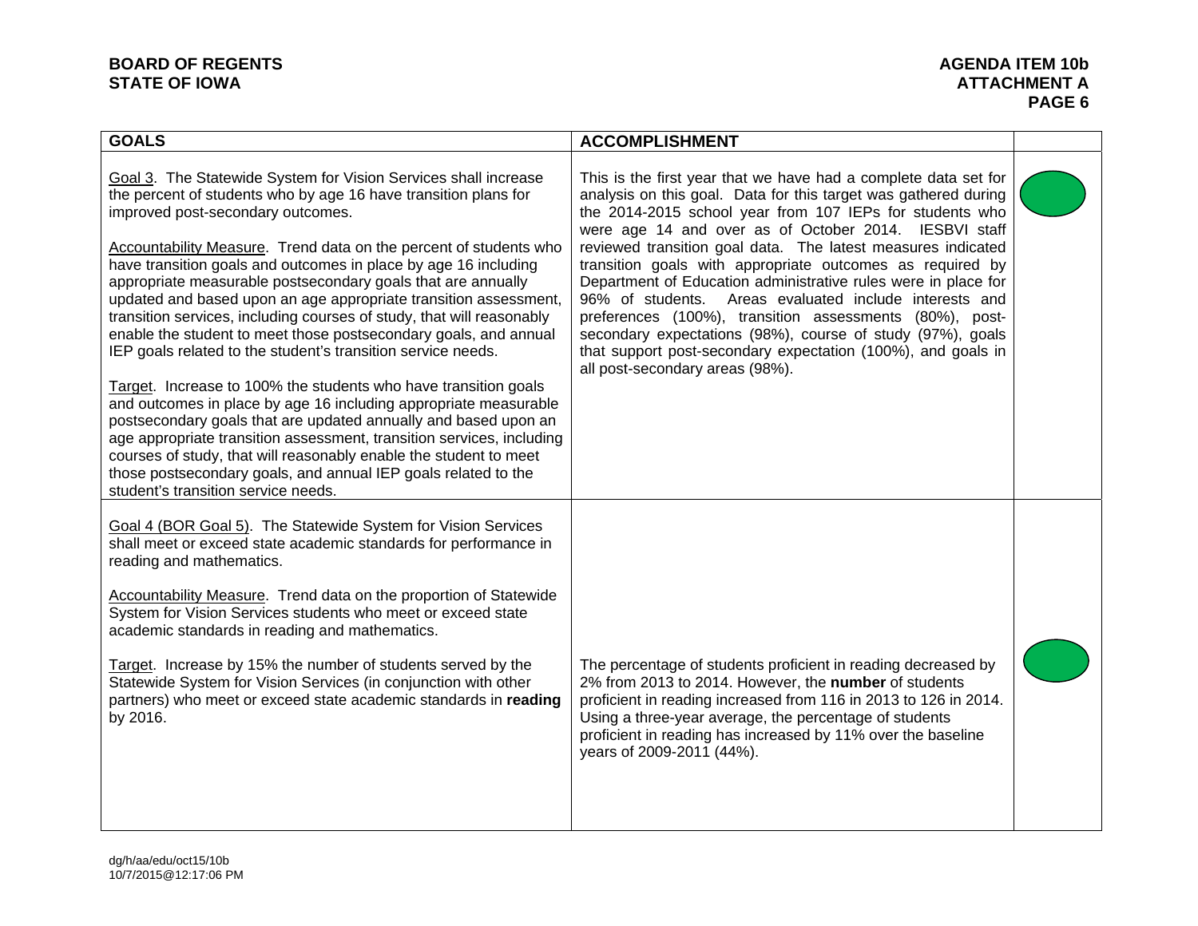| GOALS | ACCOMPLISHMENT | |
|---|---|---|
| Goal 3. The Statewide System for Vision Services shall increase the percent of students who by age 16 have transition plans for improved post-secondary outcomes.<br><br>Accountability Measure. Trend data on the percent of students who have transition goals and outcomes in place by age 16 including appropriate measurable postsecondary goals that are annually updated and based upon an age appropriate transition assessment, transition services, including courses of study, that will reasonably enable the student to meet those postsecondary goals, and annual IEP goals related to the student's transition service needs.<br><br>Target. Increase to 100% the students who have transition goals and outcomes in place by age 16 including appropriate measurable postsecondary goals that are updated annually and based upon an age appropriate transition assessment, transition services, including courses of study, that will reasonably enable the student to meet those postsecondary goals, and annual IEP goals related to the student's transition service needs. | This is the first year that we have had a complete data set for analysis on this goal. Data for this target was gathered during the 2014-2015 school year from 107 IEPs for students who were age 14 and over as of October 2014. IESBVI staff reviewed transition goal data. The latest measures indicated transition goals with appropriate outcomes as required by Department of Education administrative rules were in place for 96% of students. Areas evaluated include interests and preferences (100%), transition assessments (80%), post-secondary expectations (98%), course of study (97%), goals that support post-secondary expectation (100%), and goals in all post-secondary areas (98%). | |
| Goal 4 (BOR Goal 5). The Statewide System for Vision Services shall meet or exceed state academic standards for performance in reading and mathematics.<br><br>Accountability Measure. Trend data on the proportion of Statewide System for Vision Services students who meet or exceed state academic standards in reading and mathematics.<br><br>Target. Increase by 15% the number of students served by the Statewide System for Vision Services (in conjunction with other partners) who meet or exceed state academic standards in **reading** by 2016. | The percentage of students proficient in reading decreased by 2% from 2013 to 2014. However, the **number** of students proficient in reading increased from 116 in 2013 to 126 in 2014. Using a three-year average, the percentage of students proficient in reading has increased by 11% over the baseline years of 2009-2011 (44%). | |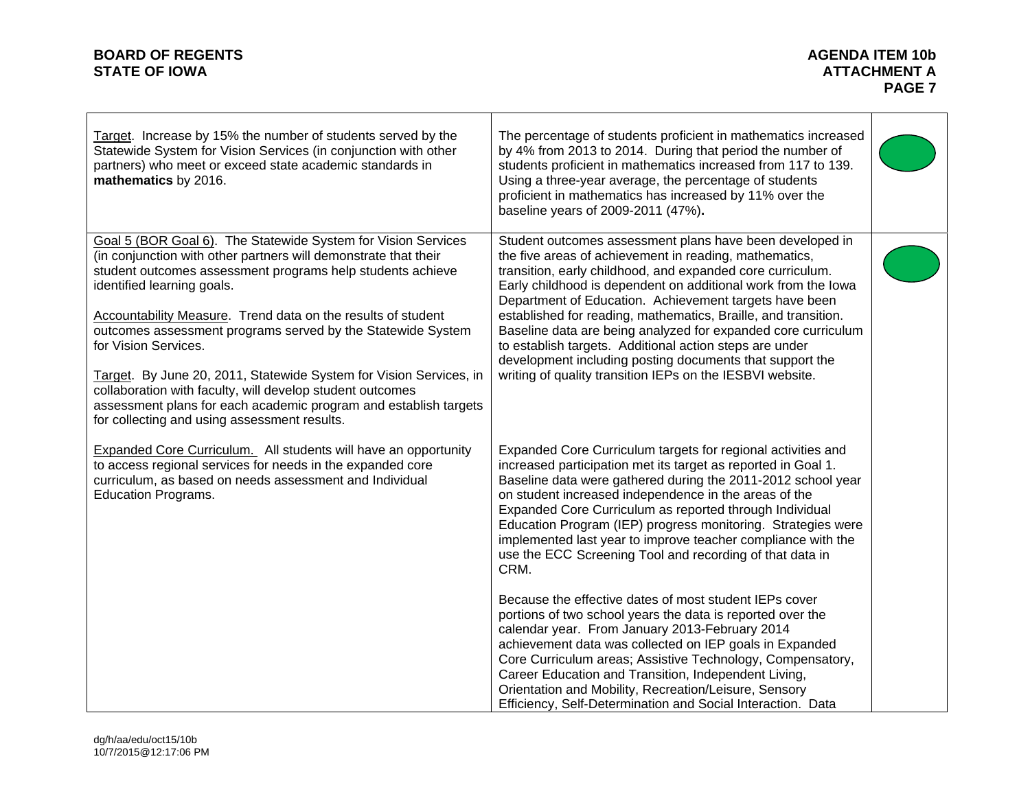| | | |
|---|---|---|
| Target. Increase by 15% the number of students served by the Statewide System for Vision Services (in conjunction with other partners) who meet or exceed state academic standards in **mathematics** by 2016. | The percentage of students proficient in mathematics increased by 4% from 2013 to 2014. During that period the number of students proficient in mathematics increased from 117 to 139. Using a three-year average, the percentage of students proficient in mathematics has increased by 11% over the baseline years of 2009-2011 (47%). | |
| Goal 5 (BOR Goal 6). The Statewide System for Vision Services (in conjunction with other partners will demonstrate that their student outcomes assessment programs help students achieve identified learning goals.<br><br>Accountability Measure. Trend data on the results of student outcomes assessment programs served by the Statewide System for Vision Services.<br><br>Target. By June 20, 2011, Statewide System for Vision Services, in collaboration with faculty, will develop student outcomes assessment plans for each academic program and establish targets for collecting and using assessment results. | Student outcomes assessment plans have been developed in the five areas of achievement in reading, mathematics, transition, early childhood, and expanded core curriculum. Early childhood is dependent on additional work from the Iowa Department of Education. Achievement targets have been established for reading, mathematics, Braille, and transition. Baseline data are being analyzed for expanded core curriculum to establish targets. Additional action steps are under development including posting documents that support the writing of quality transition IEPs on the IESBVI website. | |
| Expanded Core Curriculum. All students will have an opportunity to access regional services for needs in the expanded core curriculum, as based on needs assessment and Individual Education Programs. | Expanded Core Curriculum targets for regional activities and increased participation met its target as reported in Goal 1. Baseline data were gathered during the 2011-2012 school year on student increased independence in the areas of the Expanded Core Curriculum as reported through Individual Education Program (IEP) progress monitoring. Strategies were implemented last year to improve teacher compliance with the use the ECC Screening Tool and recording of that data in CRM.<br><br>Because the effective dates of most student IEPs cover portions of two school years the data is reported over the calendar year. From January 2013-February 2014 achievement data was collected on IEP goals in Expanded Core Curriculum areas; Assistive Technology, Compensatory, Career Education and Transition, Independent Living, Orientation and Mobility, Recreation/Leisure, Sensory Efficiency, Self-Determination and Social Interaction. Data | |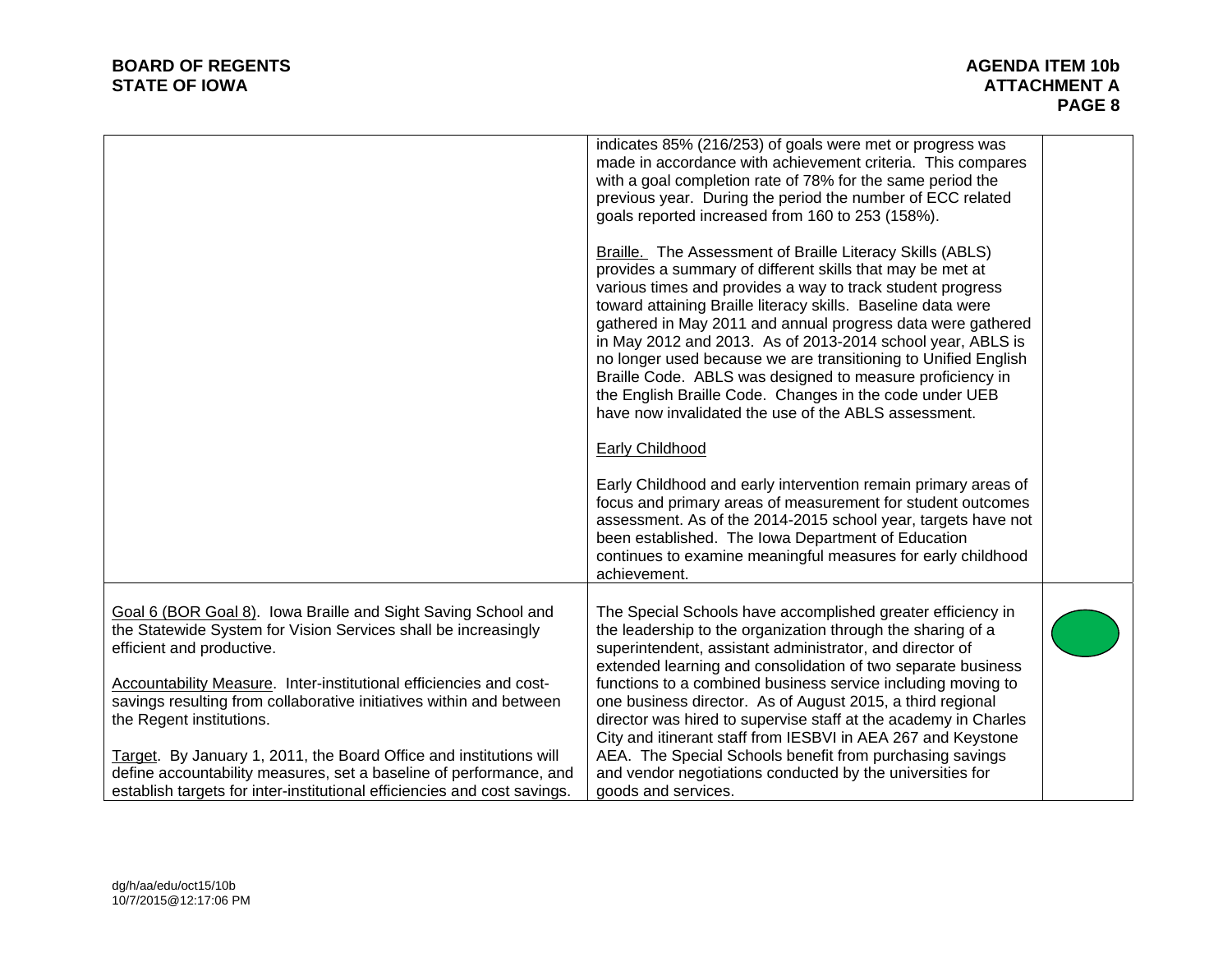| | | |
|---|---|---|
| | indicates 85% (216/253) of goals were met or progress was made in accordance with achievement criteria. This compares with a goal completion rate of 78% for the same period the previous year. During the period the number of ECC related goals reported increased from 160 to 253 (158%).<br><br>Braille. The Assessment of Braille Literacy Skills (ABLS) provides a summary of different skills that may be met at various times and provides a way to track student progress toward attaining Braille literacy skills. Baseline data were gathered in May 2011 and annual progress data were gathered in May 2012 and 2013. As of 2013-2014 school year, ABLS is no longer used because we are transitioning to Unified English Braille Code. ABLS was designed to measure proficiency in the English Braille Code. Changes in the code under UEB have now invalidated the use of the ABLS assessment.<br><br>Early Childhood<br><br>Early Childhood and early intervention remain primary areas of focus and primary areas of measurement for student outcomes assessment. As of the 2014-2015 school year, targets have not been established. The Iowa Department of Education continues to examine meaningful measures for early childhood achievement. | |
| Goal 6 (BOR Goal 8). Iowa Braille and Sight Saving School and the Statewide System for Vision Services shall be increasingly efficient and productive.<br><br>Accountability Measure. Inter-institutional efficiencies and cost-savings resulting from collaborative initiatives within and between the Regent institutions.<br><br>Target. By January 1, 2011, the Board Office and institutions will define accountability measures, set a baseline of performance, and establish targets for inter-institutional efficiencies and cost savings. | The Special Schools have accomplished greater efficiency in the leadership to the organization through the sharing of a superintendent, assistant administrator, and director of extended learning and consolidation of two separate business functions to a combined business service including moving to one business director. As of August 2015, a third regional director was hired to supervise staff at the academy in Charles City and itinerant staff from IESBVI in AEA 267 and Keystone AEA. The Special Schools benefit from purchasing savings and vendor negotiations conducted by the universities for goods and services. | (green) |

dg/h/aa/edu/oct15/10b
10/7/2015@12:17:06 PM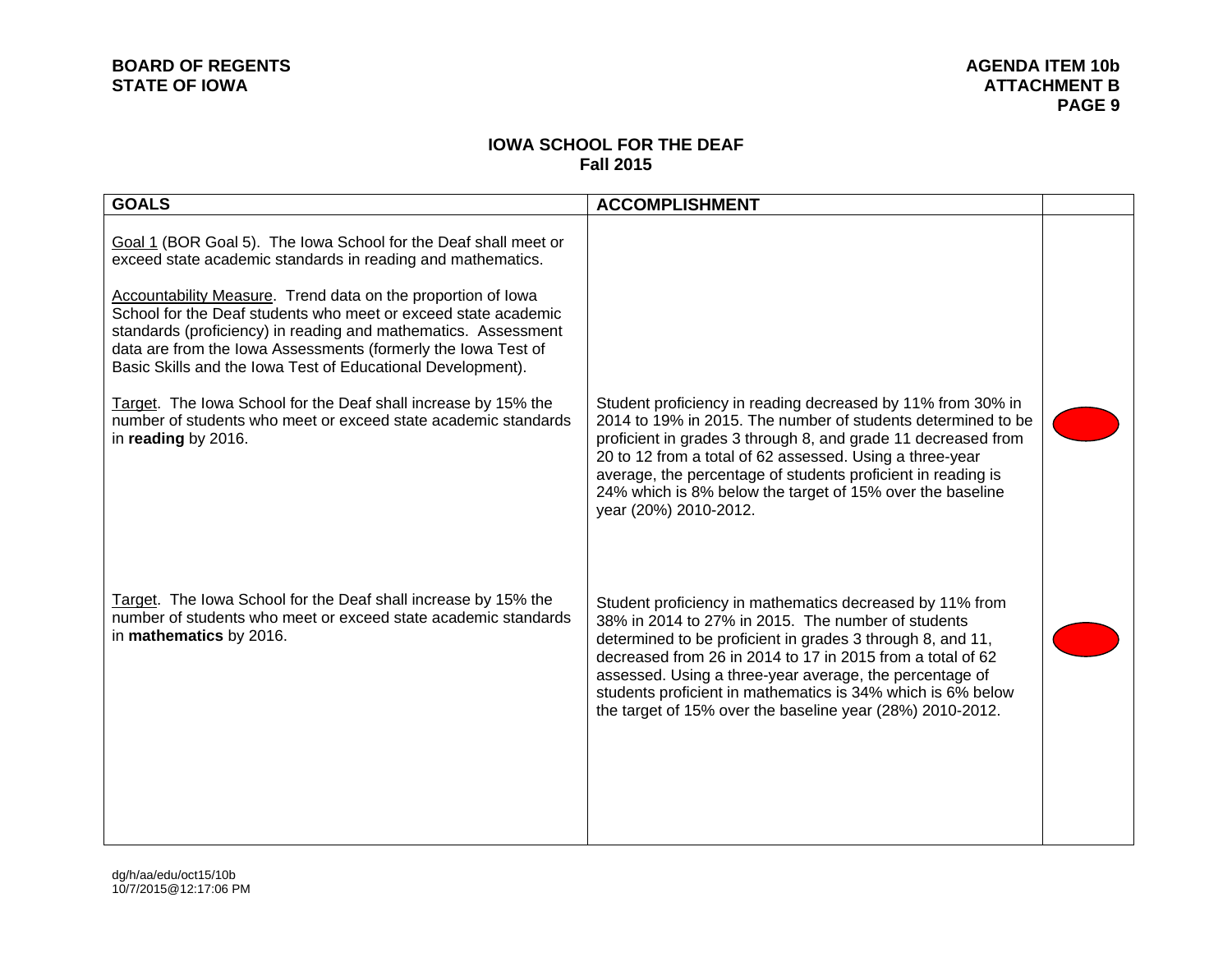**BOARD OF REGENTS**
**STATE OF IOWA**

**AGENDA ITEM 10b**
**ATTACHMENT B**

## IOWA SCHOOL FOR THE DEAF
### Fall 2015

| GOALS | ACCOMPLISHMENT | |
|---|---|---|
| Goal 1 (BOR Goal 5). The Iowa School for the Deaf shall meet or exceed state academic standards in reading and mathematics.<br><br>Accountability Measure. Trend data on the proportion of Iowa School for the Deaf students who meet or exceed state academic standards (proficiency) in reading and mathematics. Assessment data are from the Iowa Assessments (formerly the Iowa Test of Basic Skills and the Iowa Test of Educational Development). | | |
| Target. The Iowa School for the Deaf shall increase by 15% the number of students who meet or exceed state academic standards in **reading** by 2016. | Student proficiency in reading decreased by 11% from 30% in 2014 to 19% in 2015. The number of students determined to be proficient in grades 3 through 8, and grade 11 decreased from 20 to 12 from a total of 62 assessed. Using a three-year average, the percentage of students proficient in reading is 24% which is 8% below the target of 15% over the baseline year (20%) 2010-2012. | Red |
| Target. The Iowa School for the Deaf shall increase by 15% the number of students who meet or exceed state academic standards in **mathematics** by 2016. | Student proficiency in mathematics decreased by 11% from 38% in 2014 to 27% in 2015. The number of students determined to be proficient in grades 3 through 8, and 11, decreased from 26 in 2014 to 17 in 2015 from a total of 62 assessed. Using a three-year average, the percentage of students proficient in mathematics is 34% which is 6% below the target of 15% over the baseline year (28%) 2010-2012. | Red |

dg/h/aa/edu/oct15/10b
10/7/2015@12:17:06 PM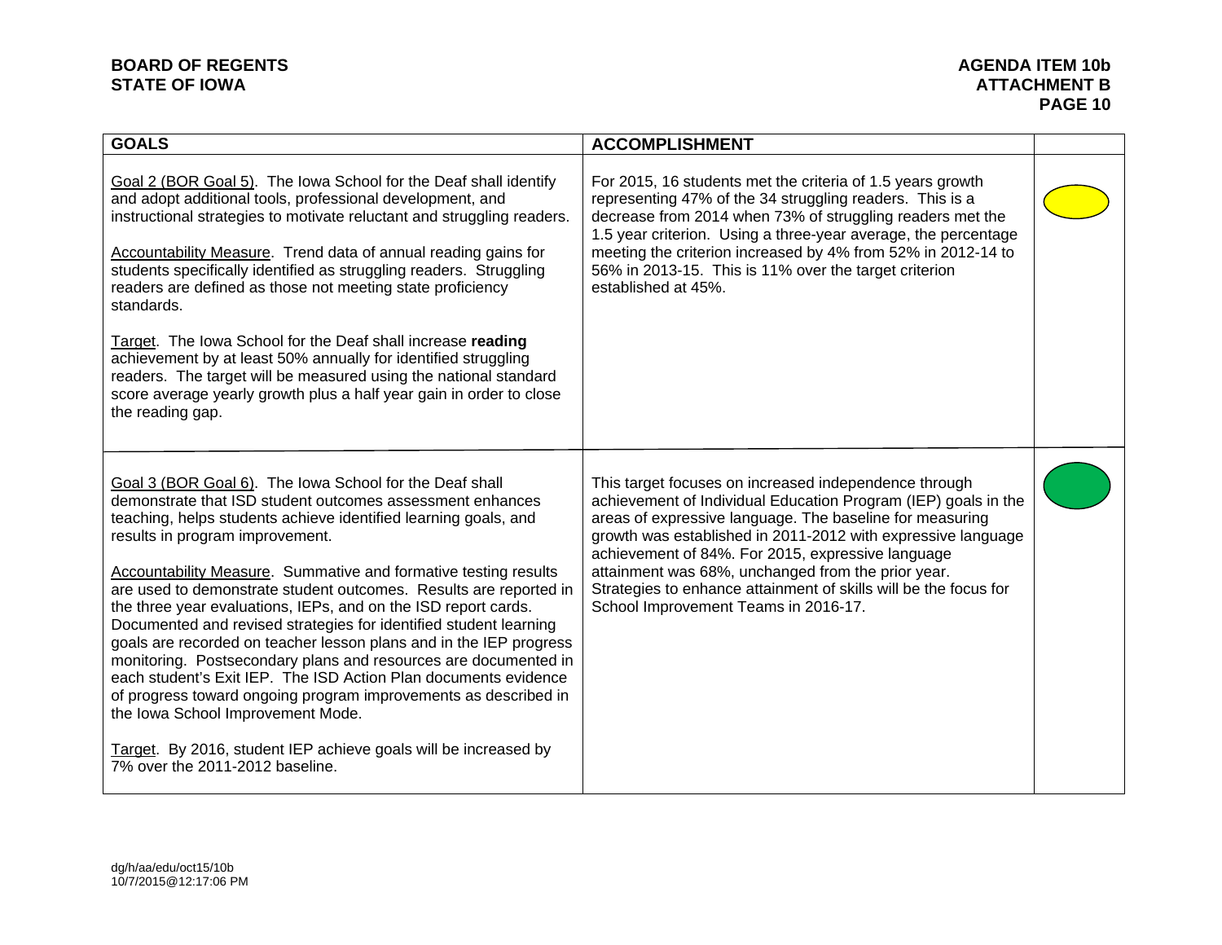| GOALS | ACCOMPLISHMENT | |
|---|---|---|
| Goal 2 (BOR Goal 5). The Iowa School for the Deaf shall identify and adopt additional tools, professional development, and instructional strategies to motivate reluctant and struggling readers.<br><br>Accountability Measure. Trend data of annual reading gains for students specifically identified as struggling readers. Struggling readers are defined as those not meeting state proficiency standards.<br><br>Target. The Iowa School for the Deaf shall increase **reading** achievement by at least 50% annually for identified struggling readers. The target will be measured using the national standard score average yearly growth plus a half year gain in order to close the reading gap. | For 2015, 16 students met the criteria of 1.5 years growth representing 47% of the 34 struggling readers. This is a decrease from 2014 when 73% of struggling readers met the 1.5 year criterion. Using a three-year average, the percentage meeting the criterion increased by 4% from 52% in 2012-14 to 56% in 2013-15. This is 11% over the target criterion established at 45%. | Yellow |
| Goal 3 (BOR Goal 6). The Iowa School for the Deaf shall demonstrate that ISD student outcomes assessment enhances teaching, helps students achieve identified learning goals, and results in program improvement.<br><br>Accountability Measure. Summative and formative testing results are used to demonstrate student outcomes. Results are reported in the three year evaluations, IEPs, and on the ISD report cards. Documented and revised strategies for identified student learning goals are recorded on teacher lesson plans and in the IEP progress monitoring. Postsecondary plans and resources are documented in each student's Exit IEP. The ISD Action Plan documents evidence of progress toward ongoing program improvements as described in the Iowa School Improvement Mode.<br><br>Target. By 2016, student IEP achieve goals will be increased by 7% over the 2011-2012 baseline. | This target focuses on increased independence through achievement of Individual Education Program (IEP) goals in the areas of expressive language. The baseline for measuring growth was established in 2011-2012 with expressive language achievement of 84%. For 2015, expressive language attainment was 68%, unchanged from the prior year. Strategies to enhance attainment of skills will be the focus for School Improvement Teams in 2016-17. | Green |

dg/h/aa/edu/oct15/10b
10/7/2015@12:17:06 PM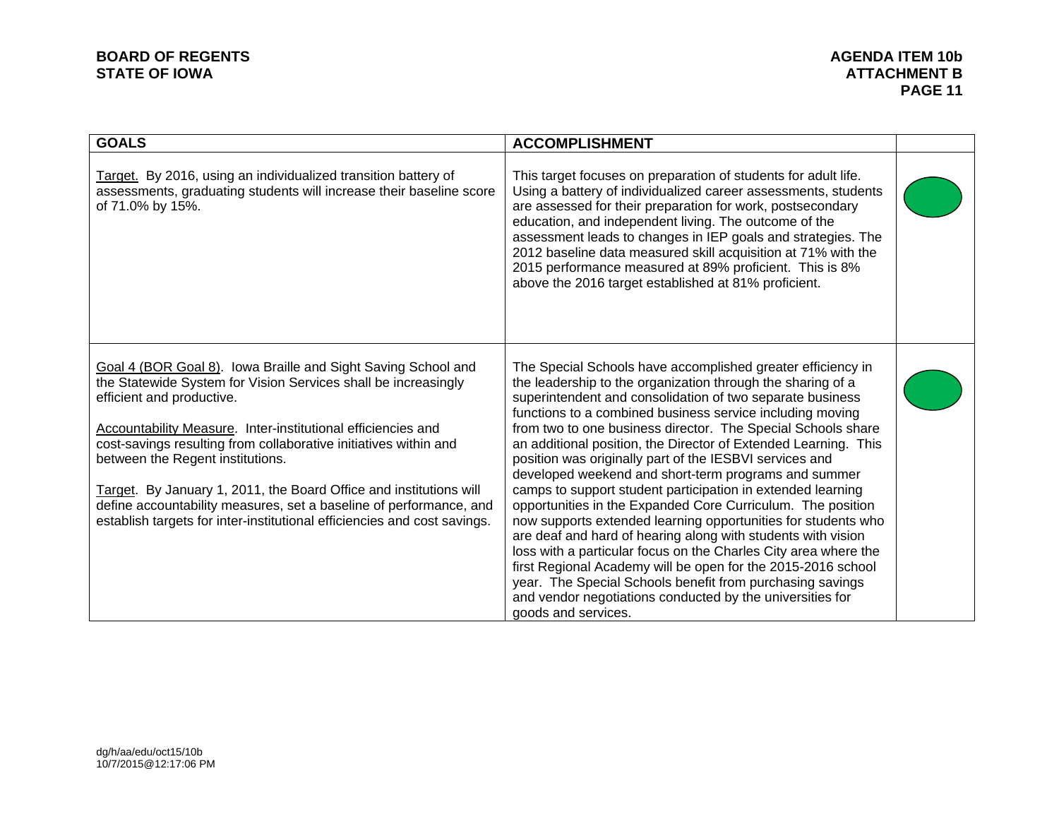| GOALS | ACCOMPLISHMENT | |
|---|---|---|
| Target. By 2016, using an individualized transition battery of assessments, graduating students will increase their baseline score of 71.0% by 15%. | This target focuses on preparation of students for adult life. Using a battery of individualized career assessments, students are assessed for their preparation for work, postsecondary education, and independent living. The outcome of the assessment leads to changes in IEP goals and strategies. The 2012 baseline data measured skill acquisition at 71% with the 2015 performance measured at 89% proficient. This is 8% above the 2016 target established at 81% proficient. | |
| Goal 4 (BOR Goal 8). Iowa Braille and Sight Saving School and the Statewide System for Vision Services shall be increasingly efficient and productive.<br><br>Accountability Measure. Inter-institutional efficiencies and cost-savings resulting from collaborative initiatives within and between the Regent institutions.<br><br>Target. By January 1, 2011, the Board Office and institutions will define accountability measures, set a baseline of performance, and establish targets for inter-institutional efficiencies and cost savings. | The Special Schools have accomplished greater efficiency in the leadership to the organization through the sharing of a superintendent and consolidation of two separate business functions to a combined business service including moving from two to one business director. The Special Schools share an additional position, the Director of Extended Learning. This position was originally part of the IESBVI services and developed weekend and short-term programs and summer camps to support student participation in extended learning opportunities in the Expanded Core Curriculum. The position now supports extended learning opportunities for students who are deaf and hard of hearing along with students with vision loss with a particular focus on the Charles City area where the first Regional Academy will be open for the 2015-2016 school year. The Special Schools benefit from purchasing savings and vendor negotiations conducted by the universities for goods and services. | |